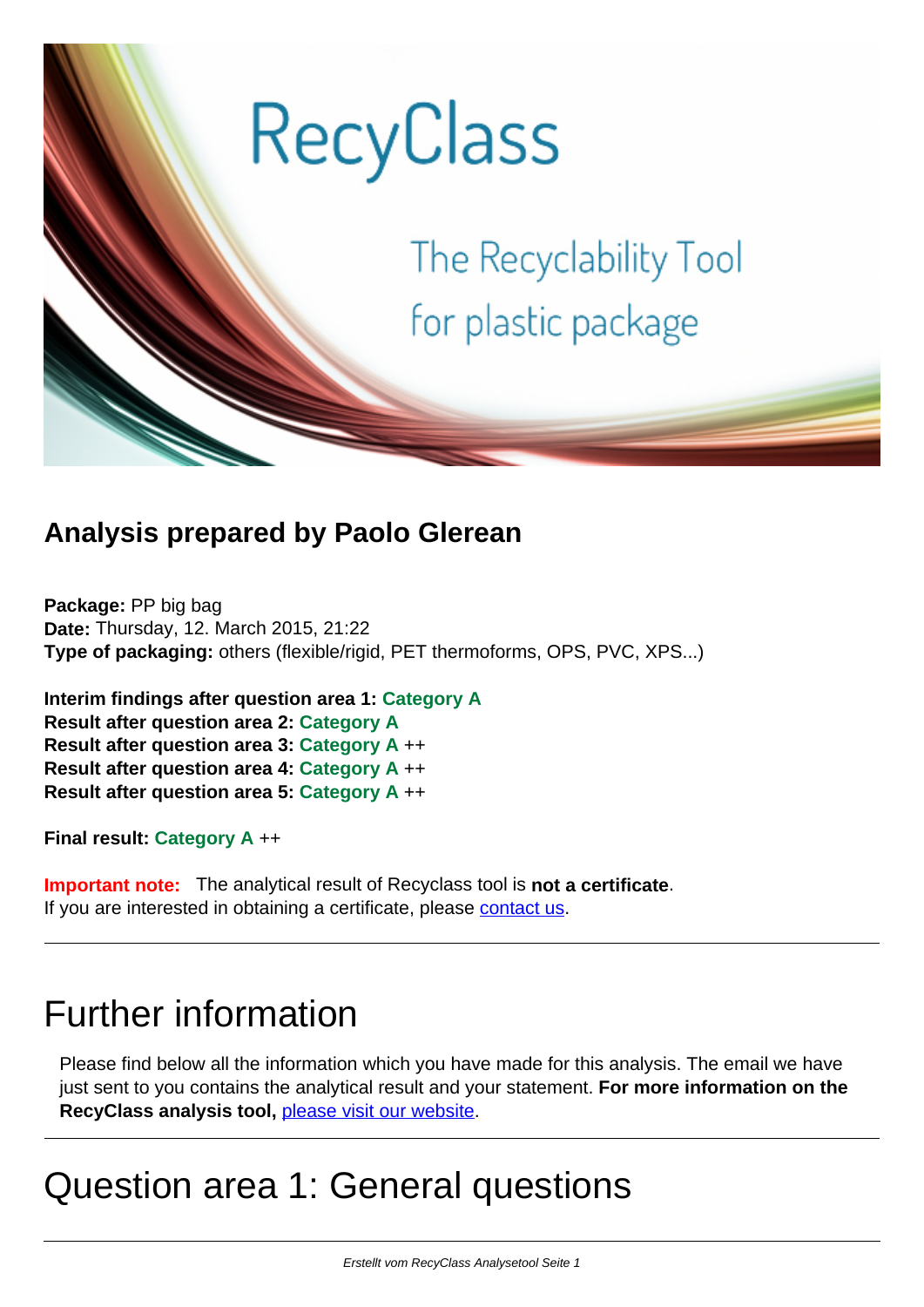# RecyClass

The Recyclability Tool for plastic package

## Analysis prepared by Paolo Glerean

**Package:** PP big bag
**Date:** Thursday, 12. March 2015, 21:22
**Type of packaging:** others (flexible/rigid, PET thermoforms, OPS, PVC, XPS...)

**Interim findings after question area 1: Category A**
**Result after question area 2: Category A**
**Result after question area 3: Category A** ++
**Result after question area 4: Category A** ++
**Result after question area 5: Category A** ++

**Final result: Category A** ++

**Important note:** The analytical result of Recyclass tool is **not a certificate**.
If you are interested in obtaining a certificate, please contact us.

---

# Further information

Please find below all the information which you have made for this analysis. The email we have just sent to you contains the analytical result and your statement. **For more information on the RecyClass analysis tool,** please visit our website.

---

# Question area 1: General questions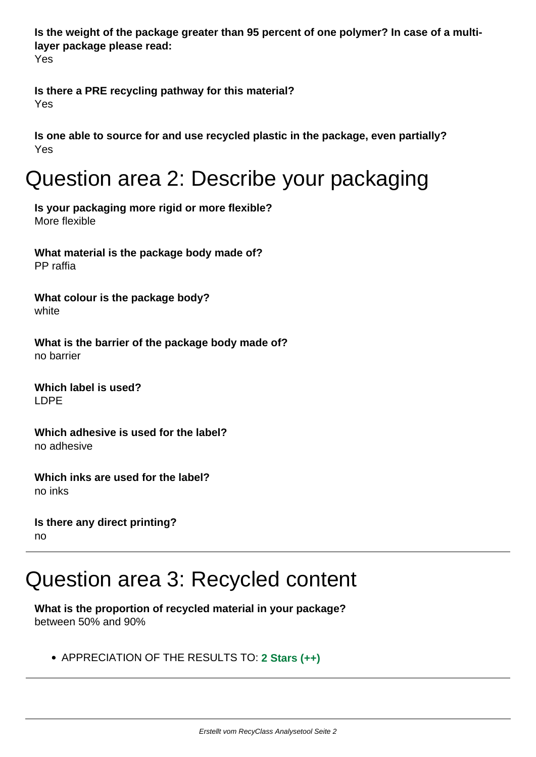**Is the weight of the package greater than 95 percent of one polymer? In case of a multi-layer package please read:**
Yes

**Is there a PRE recycling pathway for this material?**
Yes

**Is one able to source for and use recycled plastic in the package, even partially?**
Yes

# Question area 2: Describe your packaging

**Is your packaging more rigid or more flexible?**
More flexible

**What material is the package body made of?**
PP raffia

**What colour is the package body?**
white

**What is the barrier of the package body made of?**
no barrier

**Which label is used?**
LDPE

**Which adhesive is used for the label?**
no adhesive

**Which inks are used for the label?**
no inks

**Is there any direct printing?**
no

---

# Question area 3: Recycled content

**What is the proportion of recycled material in your package?**
between 50% and 90%

- APPRECIATION OF THE RESULTS TO: **2 Stars (++)**

---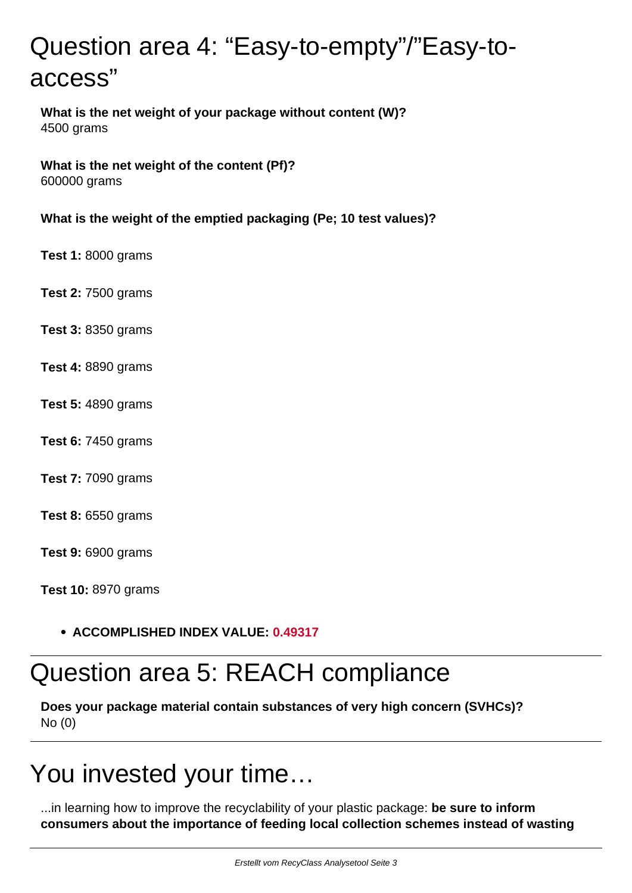# Question area 4: “Easy-to-empty”/”Easy-to-access”

**What is the net weight of your package without content (W)?**
4500 grams

**What is the net weight of the content (Pf)?**
600000 grams

**What is the weight of the emptied packaging (Pe; 10 test values)?**

**Test 1:** 8000 grams

**Test 2:** 7500 grams

**Test 3:** 8350 grams

**Test 4:** 8890 grams

**Test 5:** 4890 grams

**Test 6:** 7450 grams

**Test 7:** 7090 grams

**Test 8:** 6550 grams

**Test 9:** 6900 grams

**Test 10:** 8970 grams

- **ACCOMPLISHED INDEX VALUE: 0.49317**

# Question area 5: REACH compliance

**Does your package material contain substances of very high concern (SVHCs)?**
No (0)

# You invested your time…

...in learning how to improve the recyclability of your plastic package: **be sure to inform consumers about the importance of feeding local collection schemes instead of wasting**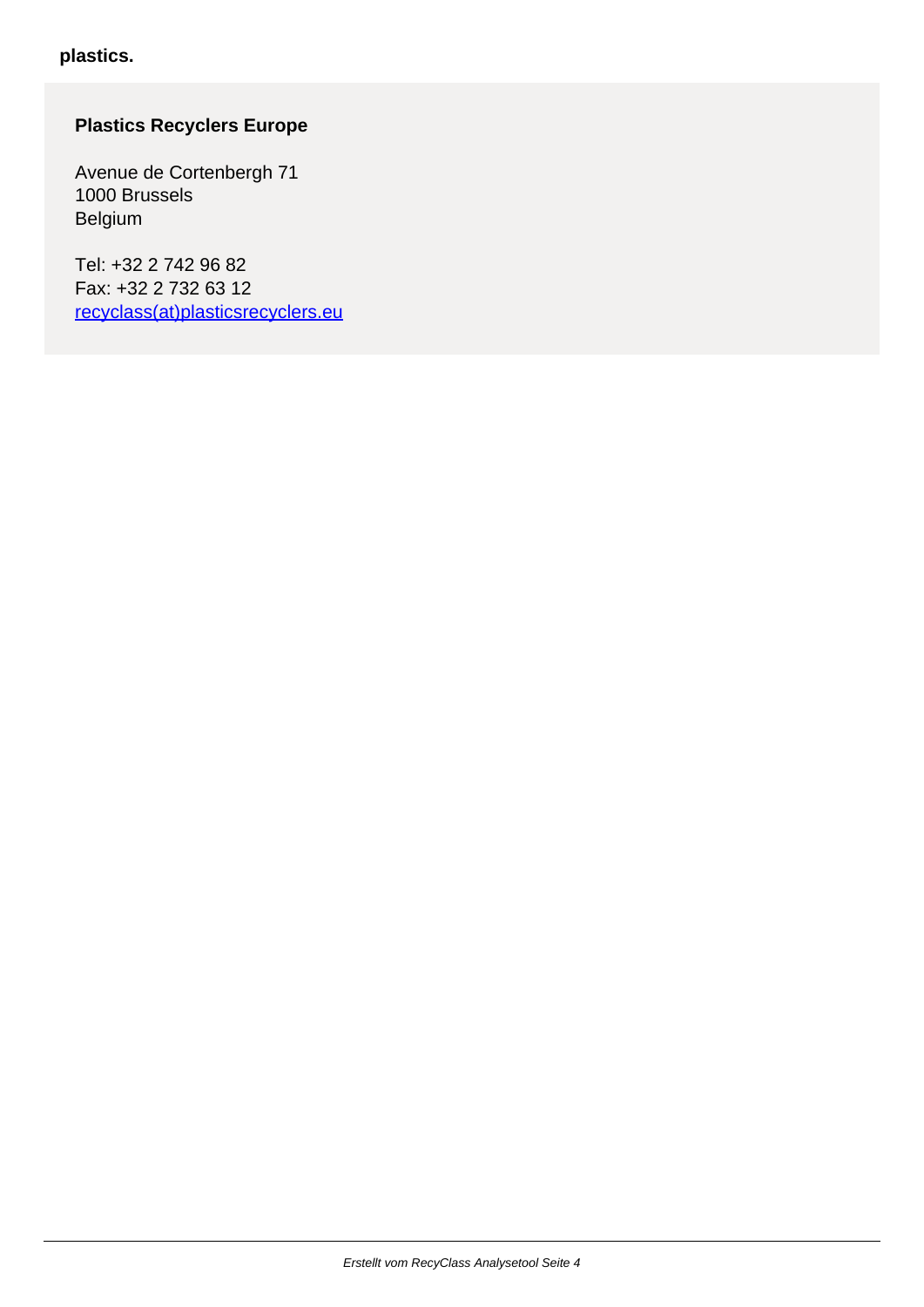**plastics.**

**Plastics Recyclers Europe**

Avenue de Cortenbergh 71
1000 Brussels
Belgium

Tel: +32 2 742 96 82
Fax: +32 2 732 63 12
recyclass(at)plasticsrecyclers.eu